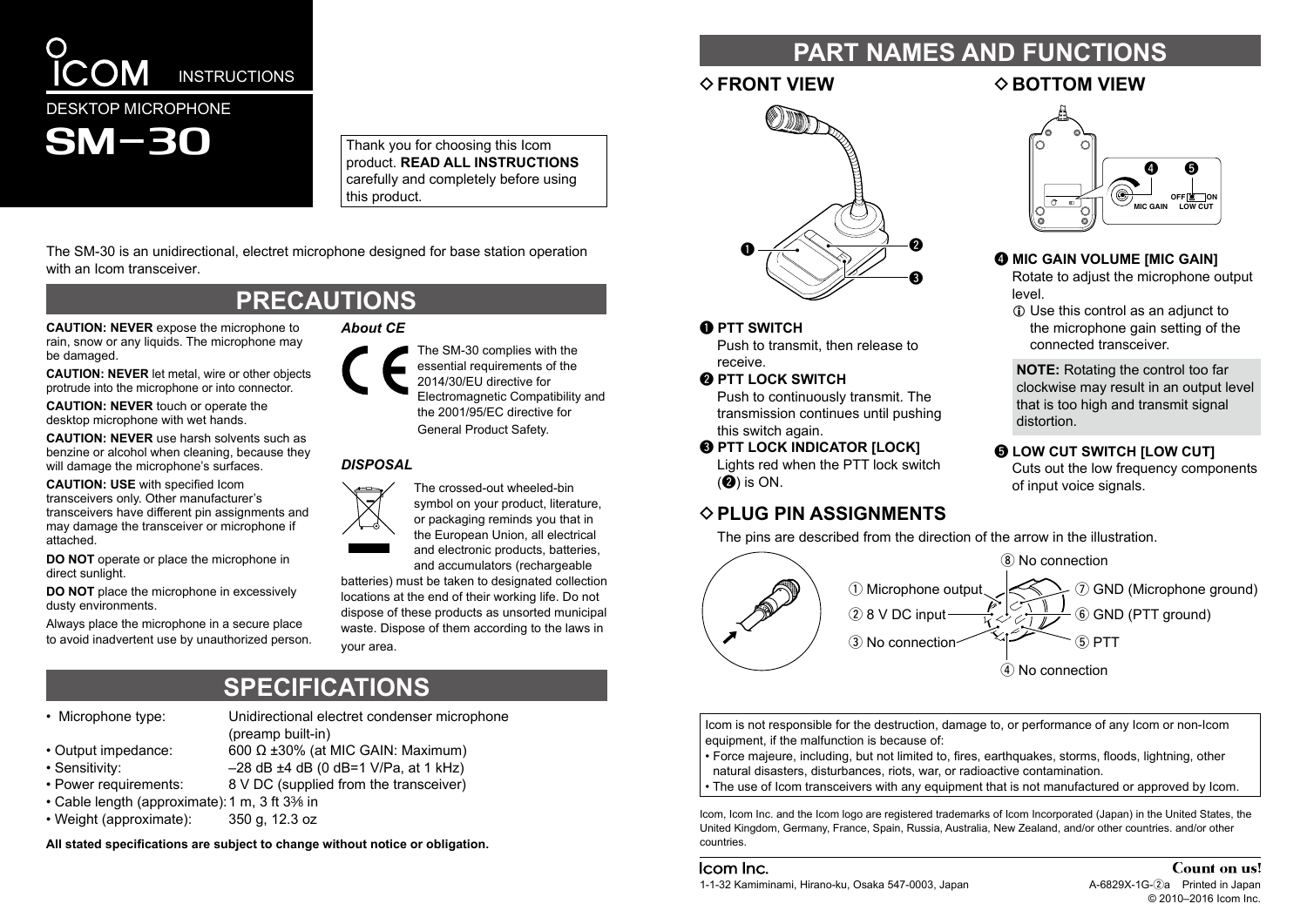# ICOM INSTRUCTIONS

DESKTOP MICROPHONE

# SM-30

Thank you for choosing this Icom product. **READ ALL INSTRUCTIONS** carefully and completely before using this product.

The SM-30 is an unidirectional, electret microphone designed for base station operation with an Icom transceiver.

## PRECAUTIONS

**CAUTION: NEVER** expose the microphone to rain, snow or any liquids. The microphone may be damaged.

**CAUTION: NEVER** let metal, wire or other objects protrude into the microphone or into connector.

**CAUTION: NEVER** touch or operate the desktop microphone with wet hands.

**CAUTION: NEVER** use harsh solvents such as benzine or alcohol when cleaning, because they will damage the microphone's surfaces.

**CAUTION: USE** with specified Icom transceivers only. Other manufacturer's transceivers have different pin assignments and may damage the transceiver or microphone if attached.

**DO NOT** operate or place the microphone in direct sunlight.

**DO NOT** place the microphone in excessively dusty environments.

Always place the microphone in a secure place to avoid inadvertent use by unauthorized person.

***About CE***

The SM-30 complies with the essential requirements of the 2014/30/EU directive for Electromagnetic Compatibility and the 2001/95/EC directive for General Product Safety.

***DISPOSAL***

The crossed-out wheeled-bin symbol on your product, literature, or packaging reminds you that in the European Union, all electrical and electronic products, batteries, and accumulators (rechargeable batteries) must be taken to designated collection locations at the end of their working life. Do not dispose of these products as unsorted municipal waste. Dispose of them according to the laws in your area.

## SPECIFICATIONS

- Microphone type: Unidirectional electret condenser microphone (preamp built-in)
- Output impedance: 600 Ω ±30% (at MIC GAIN: Maximum)
- Sensitivity: –28 dB ±4 dB (0 dB=1 V/Pa, at 1 kHz)
- Power requirements: 8 V DC (supplied from the transceiver)
- Cable length (approximate): 1 m, 3 ft 3⅜ in
- Weight (approximate): 350 g, 12.3 oz

**All stated specifications are subject to change without notice or obligation.**

## PART NAMES AND FUNCTIONS

### ◇ FRONT VIEW

**❶ PTT SWITCH**
Push to transmit, then release to receive.

**❷ PTT LOCK SWITCH**
Push to continuously transmit. The transmission continues until pushing this switch again.

**❸ PTT LOCK INDICATOR [LOCK]**
Lights red when the PTT lock switch (❷) is ON.

### ◇ BOTTOM VIEW

**❹ MIC GAIN VOLUME [MIC GAIN]**
Rotate to adjust the microphone output level.
ⓘ Use this control as an adjunct to the microphone gain setting of the connected transceiver.

**NOTE:** Rotating the control too far clockwise may result in an output level that is too high and transmit signal distortion.

**❺ LOW CUT SWITCH [LOW CUT]**
Cuts out the low frequency components of input voice signals.

### ◇ PLUG PIN ASSIGNMENTS

The pins are described from the direction of the arrow in the illustration.

① Microphone output
② 8 V DC input
③ No connection
④ No connection
⑤ PTT
⑥ GND (PTT ground)
⑦ GND (Microphone ground)
⑧ No connection

Icom is not responsible for the destruction, damage to, or performance of any Icom or non-Icom equipment, if the malfunction is because of:
- Force majeure, including, but not limited to, fires, earthquakes, storms, floods, lightning, other natural disasters, disturbances, riots, war, or radioactive contamination.
- The use of Icom transceivers with any equipment that is not manufactured or approved by Icom.

Icom, Icom Inc. and the Icom logo are registered trademarks of Icom Incorporated (Japan) in the United States, the United Kingdom, Germany, France, Spain, Russia, Australia, New Zealand, and/or other countries. and/or other countries.

Icom Inc.
1-1-32 Kamiminami, Hirano-ku, Osaka 547-0003, Japan

Count on us!
A-6829X-1G-②a Printed in Japan
© 2010–2016 Icom Inc.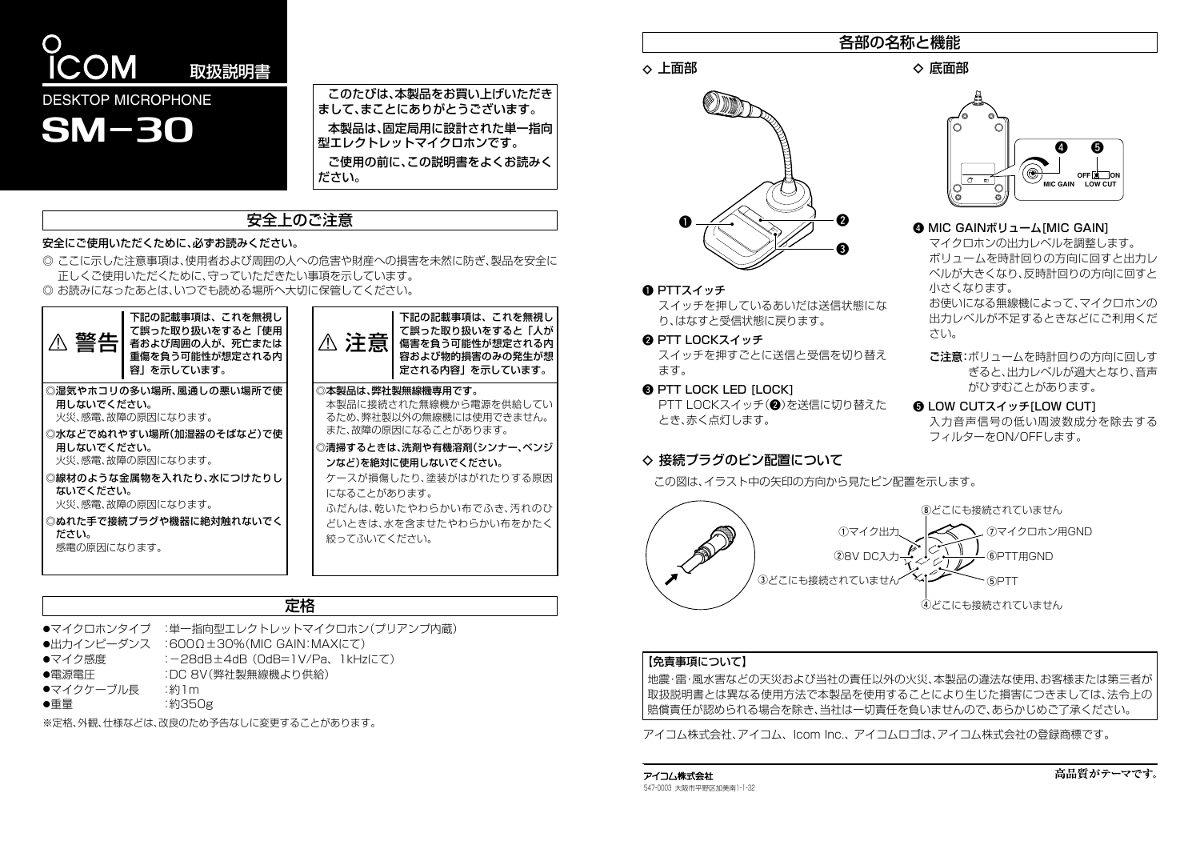ICOM 取扱説明書

DESKTOP MICROPHONE

# SM−30

このたびは、本製品をお買い上げいただきまして、まことにありがとうございます。

本製品は、固定局用に設計された単一指向型エレクトレットマイクロホンです。

ご使用の前に、この説明書をよくお読みください。

## 安全上のご注意

**安全にご使用いただくために、必ずお読みください。**

◎ ここに示した注意事項は、使用者および周囲の人への危害や財産への損害を未然に防ぎ、製品を安全に正しくご使用いただくために、守っていただきたい事項を示しています。

◎ お読みになったあとは、いつでも読める場所へ大切に保管してください。

### ⚠ 警告

**下記の記載事項は、これを無視して誤った取り扱いをすると「使用者および周囲の人が、死亡または重傷を負う可能性が想定される内容」を示しています。**

◎**湿気やホコリの多い場所、風通しの悪い場所で使用しないでください。**
火災、感電、故障の原因になります。

◎**水などでぬれやすい場所(加湿器のそばなど)で使用しないでください。**
火災、感電、故障の原因になります。

◎**線材のような金属物を入れたり、水につけたりしないでください。**
火災、感電、故障の原因になります。

◎**ぬれた手で接続プラグや機器に絶対触れないでください。**
感電の原因になります。

### ⚠ 注意

**下記の記載事項は、これを無視して誤った取り扱いをすると「人が傷害を負う可能性が想定される内容および物的損害のみの発生が想定される内容」を示しています。**

◎**本製品は、弊社製無線機専用です。**
本製品に接続された無線機から電源を供給しているため、弊社製以外の無線機には使用できません。また、故障の原因になることがあります。

◎**清掃するときは、洗剤や有機溶剤(シンナー、ベンジンなど)を絶対に使用しないでください。**
ケースが損傷したり、塗装がはがれたりする原因になることがあります。
ふだんは、乾いたやわらかい布でふき、汚れのひどいときは、水を含ませたやわらかい布をかたく絞ってふいてください。

## 定格

- マイクロホンタイプ　:単一指向型エレクトレットマイクロホン(プリアンプ内蔵)
- 出力インピーダンス　:600Ω±30%(MIC GAIN:MAXにて)
- マイク感度　:−28dB±4dB (0dB=1V/Pa、1kHzにて)
- 電源電圧　:DC 8V(弊社製無線機より供給)
- マイクケーブル長　:約1m
- 重量　:約350g

※定格、外観、仕様などは、改良のため予告なしに変更することがあります。

## 各部の名称と機能

### ◇ 上面部

❶ **PTTスイッチ**
スイッチを押しているあいだは送信状態になり、はなすと受信状態に戻ります。

❷ **PTT LOCKスイッチ**
スイッチを押すごとに送信と受信を切り替えます。

❸ **PTT LOCK LED [LOCK]**
PTT LOCKスイッチ(❷)を送信に切り替えたとき、赤く点灯します。

### ◇ 底面部

MIC GAIN　OFF ON LOW CUT

❹ **MIC GAINボリューム[MIC GAIN]**
マイクロホンの出力レベルを調整します。
ボリュームを時計回りの方向に回すと出力レベルが大きくなり、反時計回りの方向に回すと小さくなります。
お使いになる無線機によって、マイクロホンの出力レベルが不足するときなどにご利用ください。

ご注意:ボリュームを時計回りの方向に回しすぎると、出力レベルが過大となり、音声がひずむことがあります。

❺ **LOW CUTスイッチ[LOW CUT]**
入力音声信号の低い周波数成分を除去するフィルターをON/OFFします。

### ◇ 接続プラグのピン配置について

この図は、イラスト中の矢印の方向から見たピン配置を示します。

①マイク出力
②8V DC入力
③どこにも接続されていません
④どこにも接続されていません
⑤PTT
⑥PTT用GND
⑦マイクロホン用GND
⑧どこにも接続されていません

**【免責事項について】**
地震・雷・風水害などの天災および当社の責任以外の火災、本製品の違法な使用、お客様または第三者が取扱説明書とは異なる使用方法で本製品を使用することにより生じた損害につきましては、法令上の賠償責任が認められる場合を除き、当社は一切責任を負いませんので、あらかじめご了承ください。

アイコム株式会社、アイコム、Icom Inc.、アイコムロゴは、アイコム株式会社の登録商標です。

**アイコム株式会社**
547-0003 大阪市平野区加美南1-1-32

高品質がテーマです。